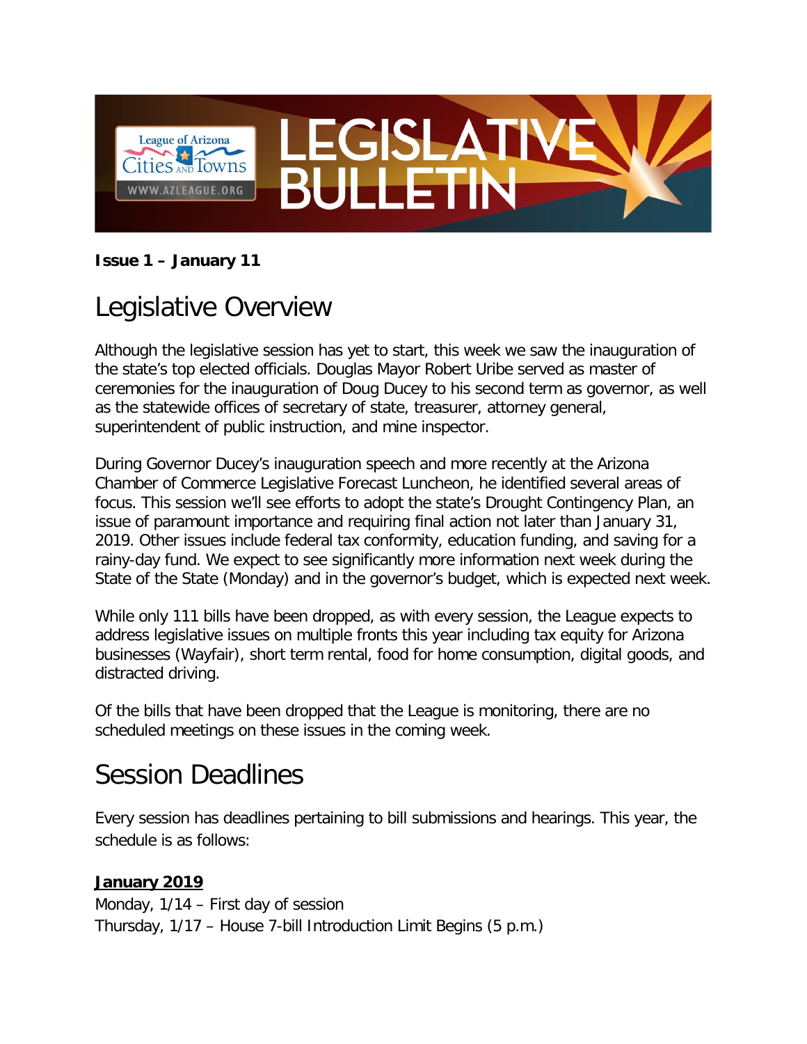**Issue 1 – January 11**

# Legislative Overview

Although the legislative session has yet to start, this week we saw the inauguration of the state's top elected officials. Douglas Mayor Robert Uribe served as master of ceremonies for the inauguration of Doug Ducey to his second term as governor, as well as the statewide offices of secretary of state, treasurer, attorney general, superintendent of public instruction, and mine inspector.

During Governor Ducey's inauguration speech and more recently at the Arizona Chamber of Commerce Legislative Forecast Luncheon, he identified several areas of focus. This session we'll see efforts to adopt the state's Drought Contingency Plan, an issue of paramount importance and requiring final action not later than January 31, 2019. Other issues include federal tax conformity, education funding, and saving for a rainy-day fund. We expect to see significantly more information next week during the State of the State (Monday) and in the governor's budget, which is expected next week.

While only 111 bills have been dropped, as with every session, the League expects to address legislative issues on multiple fronts this year including tax equity for Arizona businesses (Wayfair), short term rental, food for home consumption, digital goods, and distracted driving.

Of the bills that have been dropped that the League is monitoring, there are no scheduled meetings on these issues in the coming week.

# Session Deadlines

Every session has deadlines pertaining to bill submissions and hearings. This year, the schedule is as follows:

**January 2019**

Monday, 1/14 – First day of session
Thursday, 1/17 – House 7-bill Introduction Limit Begins (5 p.m.)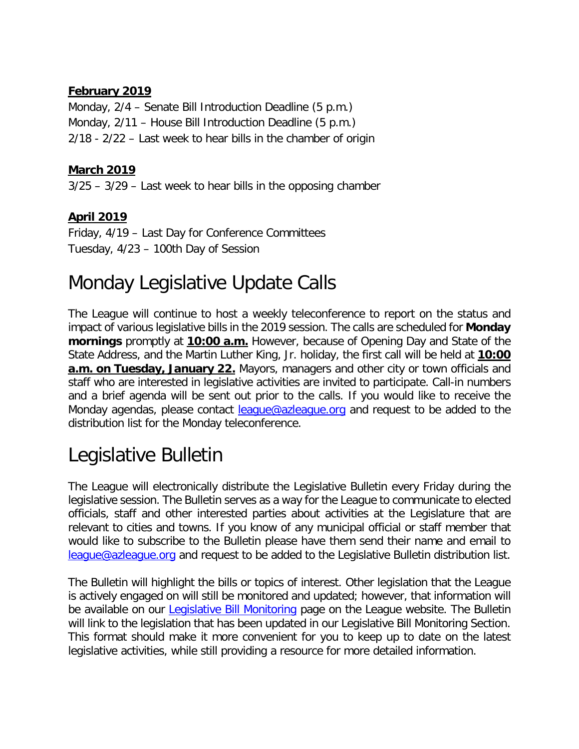**February 2019**

Monday, 2/4 – Senate Bill Introduction Deadline (5 p.m.)
Monday, 2/11 – House Bill Introduction Deadline (5 p.m.)
2/18 - 2/22 – Last week to hear bills in the chamber of origin

**March 2019**

3/25 – 3/29 – Last week to hear bills in the opposing chamber

**April 2019**

Friday, 4/19 – Last Day for Conference Committees
Tuesday, 4/23 – 100th Day of Session

# Monday Legislative Update Calls

The League will continue to host a weekly teleconference to report on the status and impact of various legislative bills in the 2019 session. The calls are scheduled for **Monday mornings** promptly at **10:00 a.m.** However, because of Opening Day and State of the State Address, and the Martin Luther King, Jr. holiday, the first call will be held at **10:00 a.m. on Tuesday, January 22.** Mayors, managers and other city or town officials and staff who are interested in legislative activities are invited to participate. Call-in numbers and a brief agenda will be sent out prior to the calls. If you would like to receive the Monday agendas, please contact league@azleague.org and request to be added to the distribution list for the Monday teleconference.

# Legislative Bulletin

The League will electronically distribute the Legislative Bulletin every Friday during the legislative session. The Bulletin serves as a way for the League to communicate to elected officials, staff and other interested parties about activities at the Legislature that are relevant to cities and towns. If you know of any municipal official or staff member that would like to subscribe to the Bulletin please have them send their name and email to league@azleague.org and request to be added to the Legislative Bulletin distribution list.

The Bulletin will highlight the bills or topics of interest. Other legislation that the League is actively engaged on will still be monitored and updated; however, that information will be available on our Legislative Bill Monitoring page on the League website. The Bulletin will link to the legislation that has been updated in our Legislative Bill Monitoring Section. This format should make it more convenient for you to keep up to date on the latest legislative activities, while still providing a resource for more detailed information.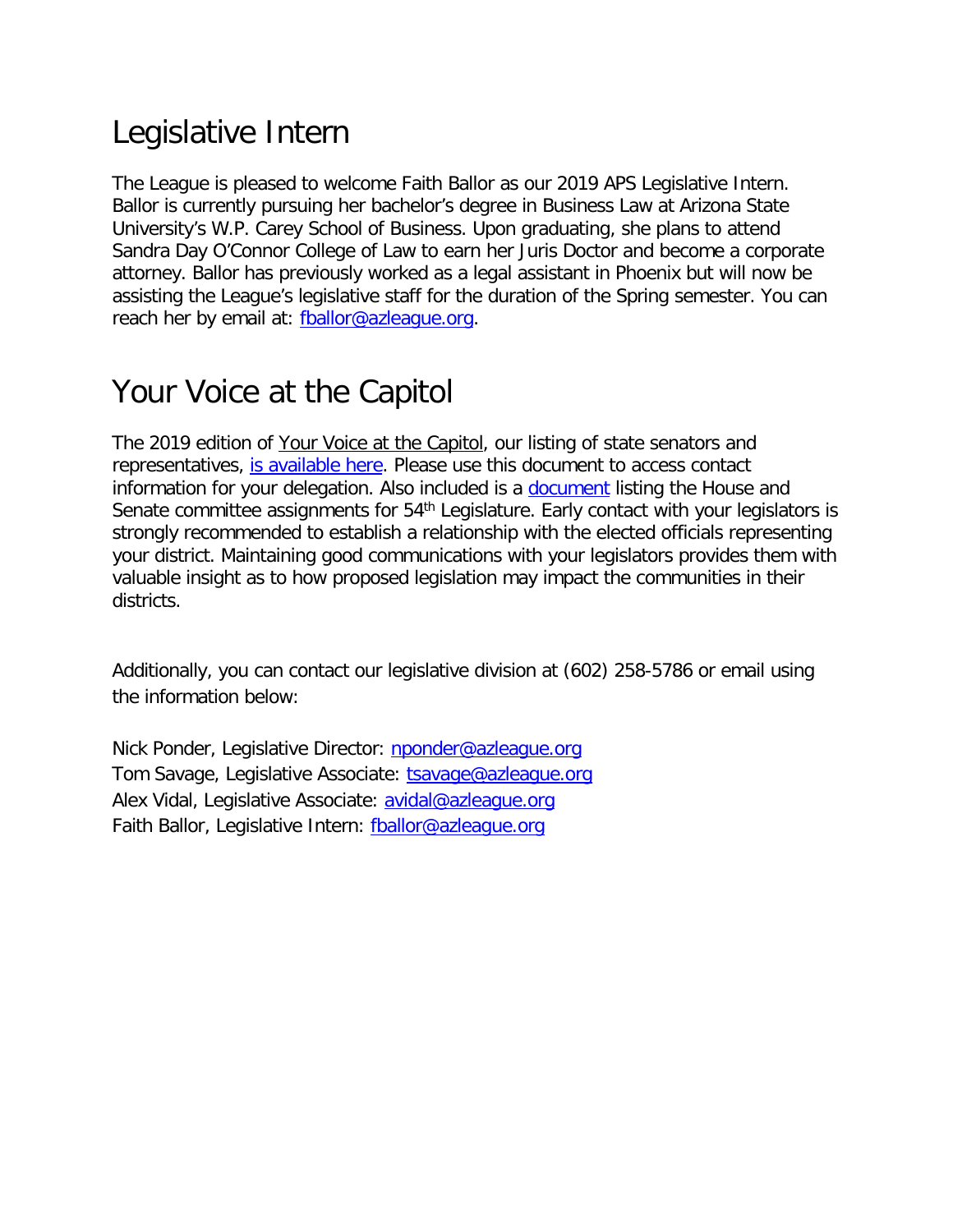# Legislative Intern

The League is pleased to welcome Faith Ballor as our 2019 APS Legislative Intern. Ballor is currently pursuing her bachelor's degree in Business Law at Arizona State University's W.P. Carey School of Business. Upon graduating, she plans to attend Sandra Day O'Connor College of Law to earn her Juris Doctor and become a corporate attorney. Ballor has previously worked as a legal assistant in Phoenix but will now be assisting the League's legislative staff for the duration of the Spring semester. You can reach her by email at: fballor@azleague.org.

# Your Voice at the Capitol

The 2019 edition of Your Voice at the Capitol, our listing of state senators and representatives, is available here. Please use this document to access contact information for your delegation. Also included is a document listing the House and Senate committee assignments for 54th Legislature. Early contact with your legislators is strongly recommended to establish a relationship with the elected officials representing your district. Maintaining good communications with your legislators provides them with valuable insight as to how proposed legislation may impact the communities in their districts.

Additionally, you can contact our legislative division at (602) 258-5786 or email using the information below:

Nick Ponder, Legislative Director: nponder@azleague.org
Tom Savage, Legislative Associate: tsavage@azleague.org
Alex Vidal, Legislative Associate: avidal@azleague.org
Faith Ballor, Legislative Intern: fballor@azleague.org